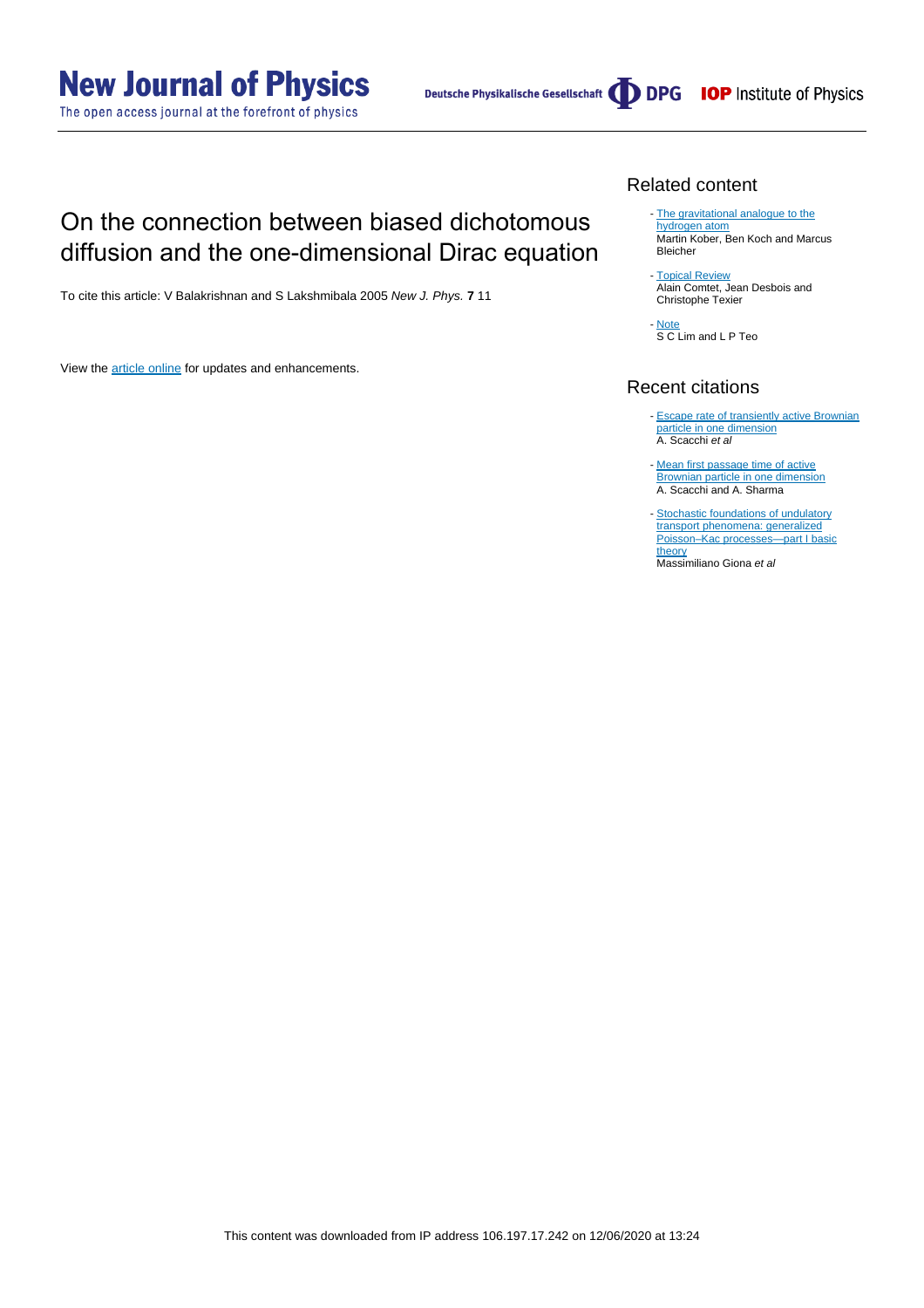# On the connection between biased dichotomous diffusion and the one-dimensional Dirac equation

To cite this article: V Balakrishnan and S Lakshmibala 2005 *New J. Phys.* **7** 11

View the article online for updates and enhancements.

## Related content

- The gravitational analogue to the hydrogen atom
  Martin Kober, Ben Koch and Marcus Bleicher
- Topical Review
  Alain Comtet, Jean Desbois and Christophe Texier
- Note
  S C Lim and L P Teo

## Recent citations

- Escape rate of transiently active Brownian particle in one dimension
  A. Scacchi *et al*
- Mean first passage time of active Brownian particle in one dimension
  A. Scacchi and A. Sharma
- Stochastic foundations of undulatory transport phenomena: generalized Poisson–Kac processes—part I basic theory
  Massimiliano Giona *et al*

This content was downloaded from IP address 106.197.17.242 on 12/06/2020 at 13:24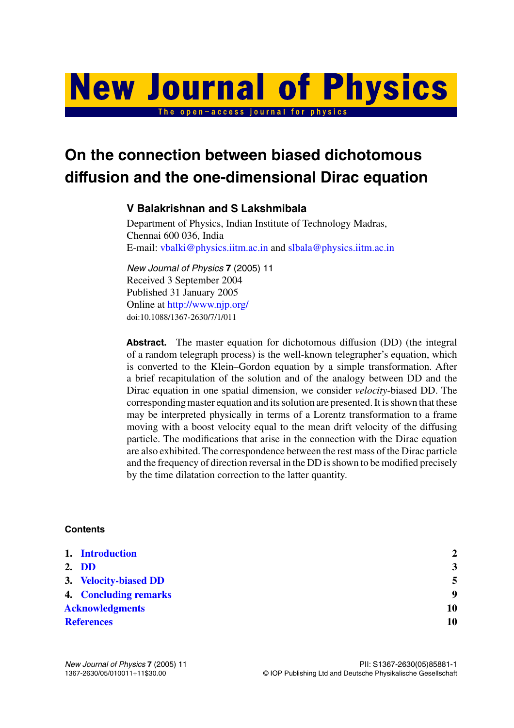# On the connection between biased dichotomous diffusion and the one-dimensional Dirac equation

**V Balakrishnan and S Lakshmibala**

Department of Physics, Indian Institute of Technology Madras, Chennai 600 036, India
E-mail: vbalki@physics.iitm.ac.in and slbala@physics.iitm.ac.in

*New Journal of Physics* **7** (2005) 11
Received 3 September 2004
Published 31 January 2005
Online at http://www.njp.org/
doi:10.1088/1367-2630/7/1/011

**Abstract.** The master equation for dichotomous diffusion (DD) (the integral of a random telegraph process) is the well-known telegrapher's equation, which is converted to the Klein–Gordon equation by a simple transformation. After a brief recapitulation of the solution and of the analogy between DD and the Dirac equation in one spatial dimension, we consider *velocity*-biased DD. The corresponding master equation and its solution are presented. It is shown that these may be interpreted physically in terms of a Lorentz transformation to a frame moving with a boost velocity equal to the mean drift velocity of the diffusing particle. The modifications that arise in the connection with the Dirac equation are also exhibited. The correspondence between the rest mass of the Dirac particle and the frequency of direction reversal in the DD is shown to be modified precisely by the time dilatation correction to the latter quantity.

**Contents**

| | |
|---|---|
| 1. Introduction | 2 |
| 2. DD | 3 |
| 3. Velocity-biased DD | 5 |
| 4. Concluding remarks | 9 |
| Acknowledgments | 10 |
| References | 10 |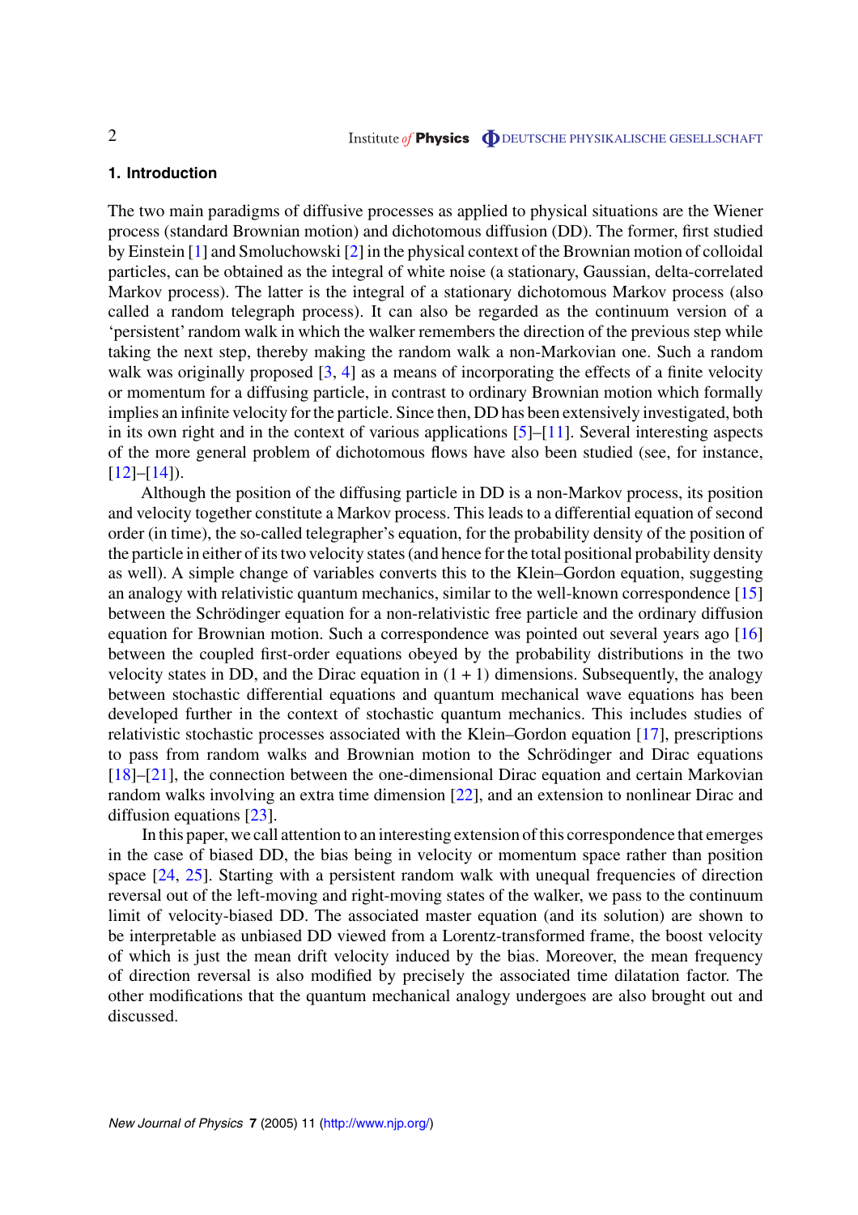## 1. Introduction

The two main paradigms of diffusive processes as applied to physical situations are the Wiener process (standard Brownian motion) and dichotomous diffusion (DD). The former, first studied by Einstein [1] and Smoluchowski [2] in the physical context of the Brownian motion of colloidal particles, can be obtained as the integral of white noise (a stationary, Gaussian, delta-correlated Markov process). The latter is the integral of a stationary dichotomous Markov process (also called a random telegraph process). It can also be regarded as the continuum version of a 'persistent' random walk in which the walker remembers the direction of the previous step while taking the next step, thereby making the random walk a non-Markovian one. Such a random walk was originally proposed [3, 4] as a means of incorporating the effects of a finite velocity or momentum for a diffusing particle, in contrast to ordinary Brownian motion which formally implies an infinite velocity for the particle. Since then, DD has been extensively investigated, both in its own right and in the context of various applications [5]–[11]. Several interesting aspects of the more general problem of dichotomous flows have also been studied (see, for instance, [12]–[14]).

Although the position of the diffusing particle in DD is a non-Markov process, its position and velocity together constitute a Markov process. This leads to a differential equation of second order (in time), the so-called telegrapher's equation, for the probability density of the position of the particle in either of its two velocity states (and hence for the total positional probability density as well). A simple change of variables converts this to the Klein–Gordon equation, suggesting an analogy with relativistic quantum mechanics, similar to the well-known correspondence [15] between the Schrödinger equation for a non-relativistic free particle and the ordinary diffusion equation for Brownian motion. Such a correspondence was pointed out several years ago [16] between the coupled first-order equations obeyed by the probability distributions in the two velocity states in DD, and the Dirac equation in $(1 + 1)$ dimensions. Subsequently, the analogy between stochastic differential equations and quantum mechanical wave equations has been developed further in the context of stochastic quantum mechanics. This includes studies of relativistic stochastic processes associated with the Klein–Gordon equation [17], prescriptions to pass from random walks and Brownian motion to the Schrödinger and Dirac equations [18]–[21], the connection between the one-dimensional Dirac equation and certain Markovian random walks involving an extra time dimension [22], and an extension to nonlinear Dirac and diffusion equations [23].

In this paper, we call attention to an interesting extension of this correspondence that emerges in the case of biased DD, the bias being in velocity or momentum space rather than position space [24, 25]. Starting with a persistent random walk with unequal frequencies of direction reversal out of the left-moving and right-moving states of the walker, we pass to the continuum limit of velocity-biased DD. The associated master equation (and its solution) are shown to be interpretable as unbiased DD viewed from a Lorentz-transformed frame, the boost velocity of which is just the mean drift velocity induced by the bias. Moreover, the mean frequency of direction reversal is also modified by precisely the associated time dilatation factor. The other modifications that the quantum mechanical analogy undergoes are also brought out and discussed.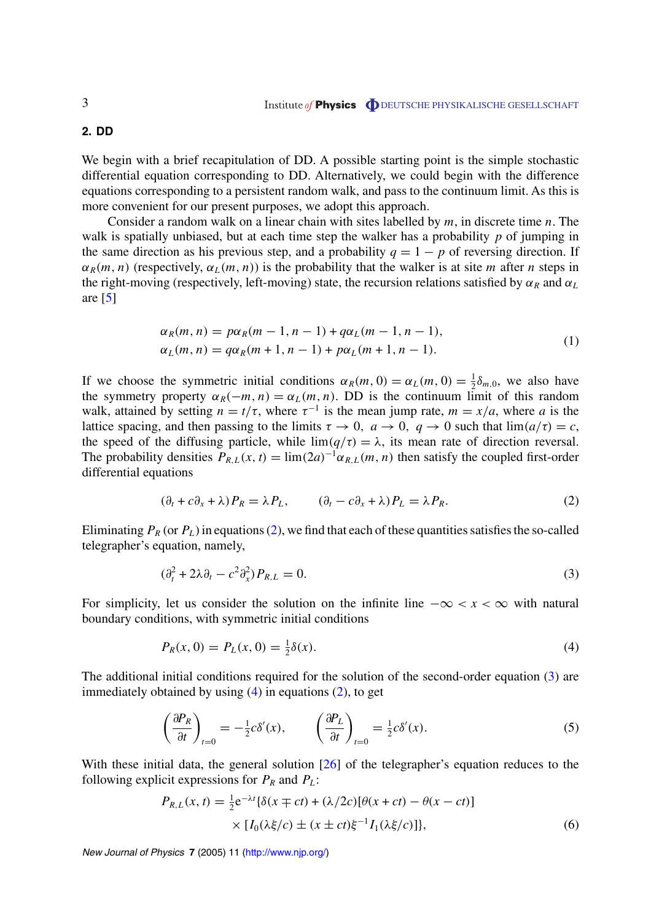## 2. DD

We begin with a brief recapitulation of DD. A possible starting point is the simple stochastic differential equation corresponding to DD. Alternatively, we could begin with the difference equations corresponding to a persistent random walk, and pass to the continuum limit. As this is more convenient for our present purposes, we adopt this approach.

Consider a random walk on a linear chain with sites labelled by $m$, in discrete time $n$. The walk is spatially unbiased, but at each time step the walker has a probability $p$ of jumping in the same direction as his previous step, and a probability $q = 1 - p$ of reversing direction. If $\alpha_R(m, n)$ (respectively, $\alpha_L(m, n)$) is the probability that the walker is at site $m$ after $n$ steps in the right-moving (respectively, left-moving) state, the recursion relations satisfied by $\alpha_R$ and $\alpha_L$ are [5]

$$
\begin{aligned}
\alpha_R(m, n) &= p\alpha_R(m-1, n-1) + q\alpha_L(m-1, n-1), \\
\alpha_L(m, n) &= q\alpha_R(m+1, n-1) + p\alpha_L(m+1, n-1).
\end{aligned}
\tag{1}
$$

If we choose the symmetric initial conditions $\alpha_R(m, 0) = \alpha_L(m, 0) = \frac{1}{2}\delta_{m,0}$, we also have the symmetry property $\alpha_R(-m, n) = \alpha_L(m, n)$. DD is the continuum limit of this random walk, attained by setting $n = t/\tau$, where $\tau^{-1}$ is the mean jump rate, $m = x/a$, where $a$ is the lattice spacing, and then passing to the limits $\tau \to 0,\ a \to 0,\ q \to 0$ such that $\lim(a/\tau) = c$, the speed of the diffusing particle, while $\lim(q/\tau) = \lambda$, its mean rate of direction reversal. The probability densities $P_{R,L}(x, t) = \lim(2a)^{-1}\alpha_{R,L}(m, n)$ then satisfy the coupled first-order differential equations

$$
(\partial_t + c\partial_x + \lambda)P_R = \lambda P_L, \qquad (\partial_t - c\partial_x + \lambda)P_L = \lambda P_R. \tag{2}
$$

Eliminating $P_R$ (or $P_L$) in equations (2), we find that each of these quantities satisfies the so-called telegrapher's equation, namely,

$$
(\partial_t^2 + 2\lambda\partial_t - c^2\partial_x^2)P_{R,L} = 0. \tag{3}
$$

For simplicity, let us consider the solution on the infinite line $-\infty < x < \infty$ with natural boundary conditions, with symmetric initial conditions

$$
P_R(x, 0) = P_L(x, 0) = \tfrac{1}{2}\delta(x). \tag{4}
$$

The additional initial conditions required for the solution of the second-order equation (3) are immediately obtained by using (4) in equations (2), to get

$$
\left(\frac{\partial P_R}{\partial t}\right)_{t=0} = -\tfrac{1}{2}c\delta'(x), \qquad \left(\frac{\partial P_L}{\partial t}\right)_{t=0} = \tfrac{1}{2}c\delta'(x). \tag{5}
$$

With these initial data, the general solution [26] of the telegrapher's equation reduces to the following explicit expressions for $P_R$ and $P_L$:

$$
\begin{aligned}
P_{R,L}(x, t) = \tfrac{1}{2}e^{-\lambda t}\{&\delta(x \mp ct) + (\lambda/2c)[\theta(x + ct) - \theta(x - ct)] \\
&\times [I_0(\lambda\xi/c) \pm (x \pm ct)\xi^{-1}I_1(\lambda\xi/c)]\},
\end{aligned}
\tag{6}
$$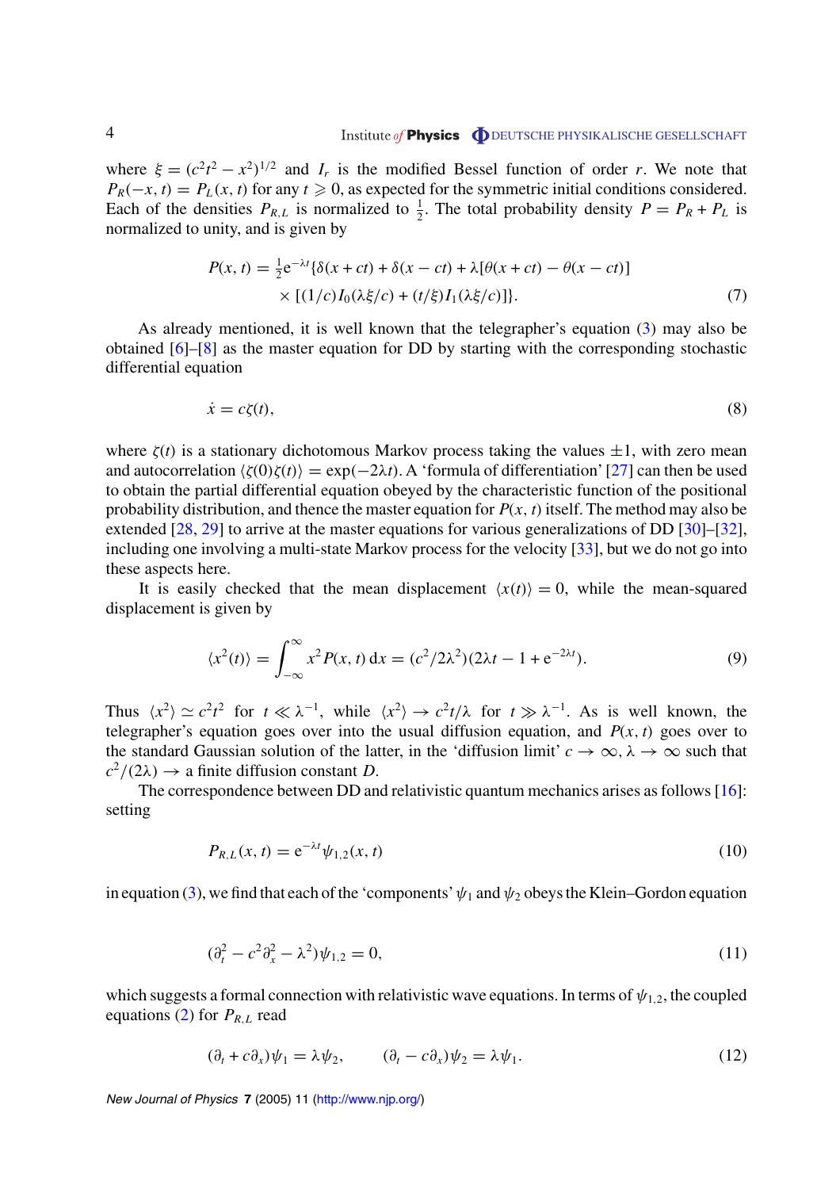where $\xi = (c^2t^2 - x^2)^{1/2}$ and $I_r$ is the modified Bessel function of order $r$. We note that $P_R(-x, t) = P_L(x, t)$ for any $t \geqslant 0$, as expected for the symmetric initial conditions considered. Each of the densities $P_{R,L}$ is normalized to $\frac{1}{2}$. The total probability density $P = P_R + P_L$ is normalized to unity, and is given by

$$P(x, t) = \tfrac{1}{2}\mathrm{e}^{-\lambda t}\{\delta(x + ct) + \delta(x - ct) + \lambda[\theta(x + ct) - \theta(x - ct)] \times [(1/c)I_0(\lambda\xi/c) + (t/\xi)I_1(\lambda\xi/c)]\}. \tag{7}$$

As already mentioned, it is well known that the telegrapher's equation (3) may also be obtained [6]–[8] as the master equation for DD by starting with the corresponding stochastic differential equation

$$\dot{x} = c\zeta(t), \tag{8}$$

where $\zeta(t)$ is a stationary dichotomous Markov process taking the values $\pm 1$, with zero mean and autocorrelation $\langle \zeta(0)\zeta(t)\rangle = \exp(-2\lambda t)$. A 'formula of differentiation' [27] can then be used to obtain the partial differential equation obeyed by the characteristic function of the positional probability distribution, and thence the master equation for $P(x, t)$ itself. The method may also be extended [28, 29] to arrive at the master equations for various generalizations of DD [30]–[32], including one involving a multi-state Markov process for the velocity [33], but we do not go into these aspects here.

It is easily checked that the mean displacement $\langle x(t)\rangle = 0$, while the mean-squared displacement is given by

$$\langle x^2(t)\rangle = \int_{-\infty}^{\infty} x^2 P(x, t)\,\mathrm{d}x = (c^2/2\lambda^2)(2\lambda t - 1 + \mathrm{e}^{-2\lambda t}). \tag{9}$$

Thus $\langle x^2\rangle \simeq c^2t^2$ for $t \ll \lambda^{-1}$, while $\langle x^2\rangle \to c^2t/\lambda$ for $t \gg \lambda^{-1}$. As is well known, the telegrapher's equation goes over into the usual diffusion equation, and $P(x, t)$ goes over to the standard Gaussian solution of the latter, in the 'diffusion limit' $c \to \infty, \lambda \to \infty$ such that $c^2/(2\lambda) \to$ a finite diffusion constant $D$.

The correspondence between DD and relativistic quantum mechanics arises as follows [16]: setting

$$P_{R,L}(x, t) = \mathrm{e}^{-\lambda t}\psi_{1,2}(x, t) \tag{10}$$

in equation (3), we find that each of the 'components' $\psi_1$ and $\psi_2$ obeys the Klein–Gordon equation

$$(\partial_t^2 - c^2\partial_x^2 - \lambda^2)\psi_{1,2} = 0, \tag{11}$$

which suggests a formal connection with relativistic wave equations. In terms of $\psi_{1,2}$, the coupled equations (2) for $P_{R,L}$ read

$$(\partial_t + c\partial_x)\psi_1 = \lambda\psi_2, \qquad (\partial_t - c\partial_x)\psi_2 = \lambda\psi_1. \tag{12}$$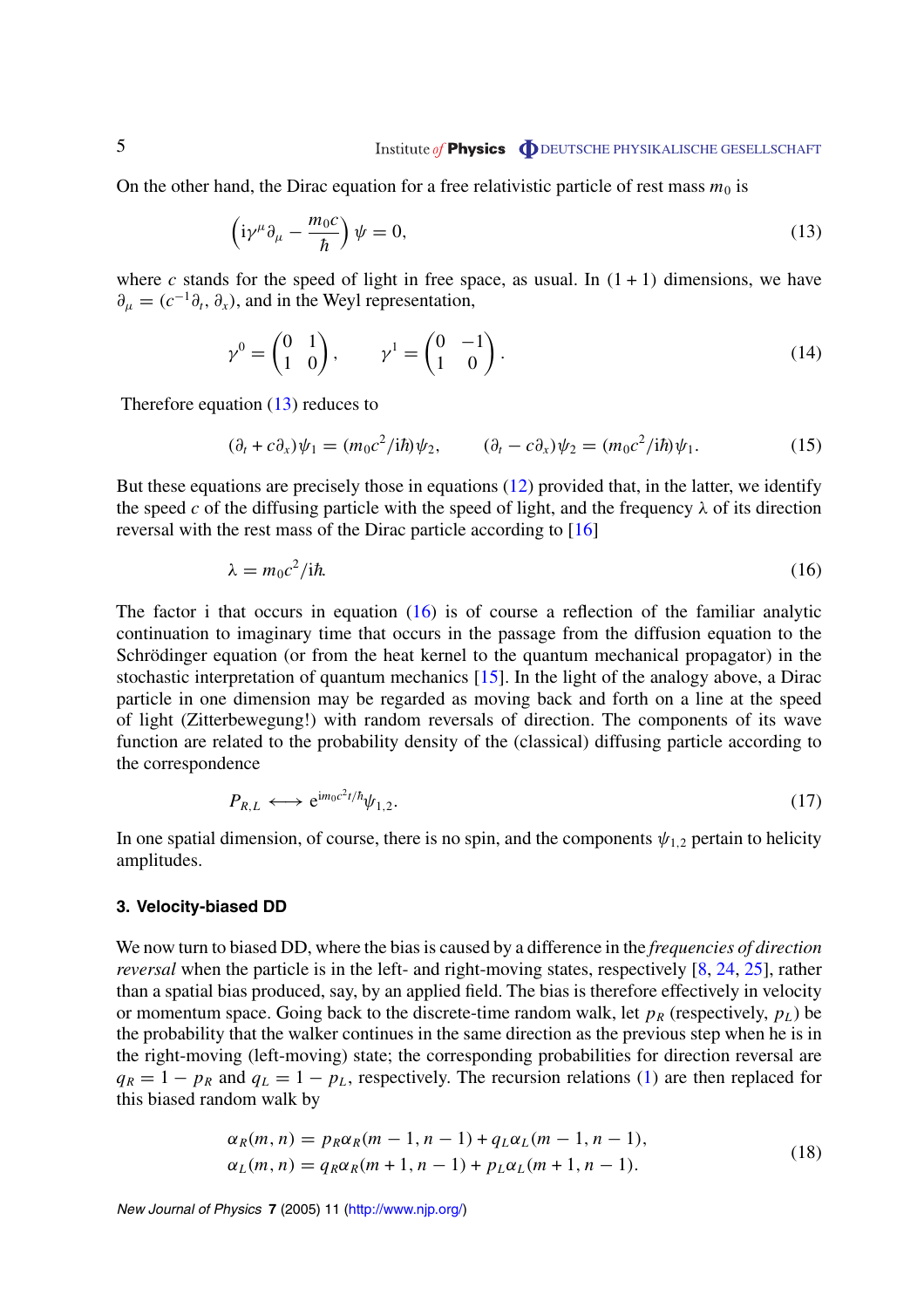On the other hand, the Dirac equation for a free relativistic particle of rest mass $m_0$ is

$$\left(\mathrm{i}\gamma^{\mu}\partial_{\mu} - \frac{m_0 c}{\hbar}\right)\psi = 0, \tag{13}$$

where $c$ stands for the speed of light in free space, as usual. In $(1+1)$ dimensions, we have $\partial_{\mu} = (c^{-1}\partial_t, \partial_x)$, and in the Weyl representation,

$$\gamma^0 = \begin{pmatrix} 0 & 1 \\ 1 & 0 \end{pmatrix}, \qquad \gamma^1 = \begin{pmatrix} 0 & -1 \\ 1 & 0 \end{pmatrix}. \tag{14}$$

Therefore equation (13) reduces to

$$(\partial_t + c\partial_x)\psi_1 = (m_0 c^2/\mathrm{i}\hbar)\psi_2, \qquad (\partial_t - c\partial_x)\psi_2 = (m_0 c^2/\mathrm{i}\hbar)\psi_1. \tag{15}$$

But these equations are precisely those in equations (12) provided that, in the latter, we identify the speed $c$ of the diffusing particle with the speed of light, and the frequency $\lambda$ of its direction reversal with the rest mass of the Dirac particle according to [16]

$$\lambda = m_0 c^2/\mathrm{i}\hbar. \tag{16}$$

The factor i that occurs in equation (16) is of course a reflection of the familiar analytic continuation to imaginary time that occurs in the passage from the diffusion equation to the Schrödinger equation (or from the heat kernel to the quantum mechanical propagator) in the stochastic interpretation of quantum mechanics [15]. In the light of the analogy above, a Dirac particle in one dimension may be regarded as moving back and forth on a line at the speed of light (Zitterbewegung!) with random reversals of direction. The components of its wave function are related to the probability density of the (classical) diffusing particle according to the correspondence

$$P_{R,L} \longleftrightarrow \mathrm{e}^{\mathrm{i}m_0 c^2 t/\hbar}\psi_{1,2}. \tag{17}$$

In one spatial dimension, of course, there is no spin, and the components $\psi_{1,2}$ pertain to helicity amplitudes.

## 3. Velocity-biased DD

We now turn to biased DD, where the bias is caused by a difference in the *frequencies of direction reversal* when the particle is in the left- and right-moving states, respectively [8, 24, 25], rather than a spatial bias produced, say, by an applied field. The bias is therefore effectively in velocity or momentum space. Going back to the discrete-time random walk, let $p_R$ (respectively, $p_L$) be the probability that the walker continues in the same direction as the previous step when he is in the right-moving (left-moving) state; the corresponding probabilities for direction reversal are $q_R = 1 - p_R$ and $q_L = 1 - p_L$, respectively. The recursion relations (1) are then replaced for this biased random walk by

$$\begin{aligned} \alpha_R(m, n) &= p_R \alpha_R(m-1, n-1) + q_L \alpha_L(m-1, n-1), \\ \alpha_L(m, n) &= q_R \alpha_R(m+1, n-1) + p_L \alpha_L(m+1, n-1). \end{aligned} \tag{18}$$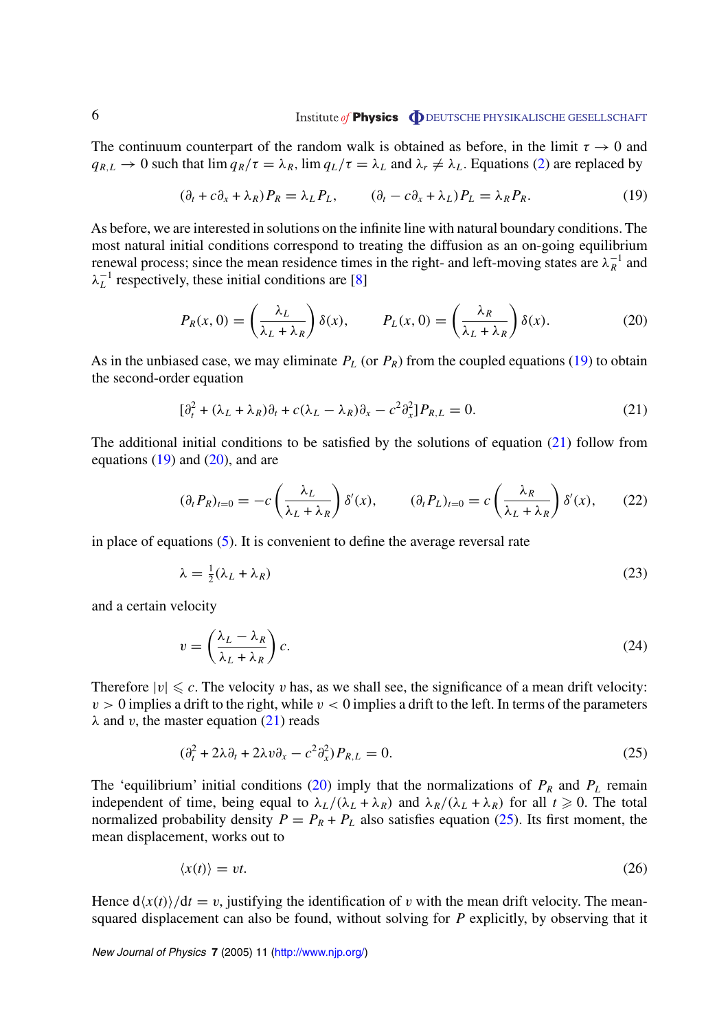The continuum counterpart of the random walk is obtained as before, in the limit $\tau \to 0$ and $q_{R,L} \to 0$ such that $\lim q_R/\tau = \lambda_R$, $\lim q_L/\tau = \lambda_L$ and $\lambda_r \neq \lambda_L$. Equations (2) are replaced by

$$(\partial_t + c\partial_x + \lambda_R)P_R = \lambda_L P_L, \qquad (\partial_t - c\partial_x + \lambda_L)P_L = \lambda_R P_R. \tag{19}$$

As before, we are interested in solutions on the infinite line with natural boundary conditions. The most natural initial conditions correspond to treating the diffusion as an on-going equilibrium renewal process; since the mean residence times in the right- and left-moving states are $\lambda_R^{-1}$ and $\lambda_L^{-1}$ respectively, these initial conditions are [8]

$$P_R(x,0) = \left(\frac{\lambda_L}{\lambda_L + \lambda_R}\right)\delta(x), \qquad P_L(x,0) = \left(\frac{\lambda_R}{\lambda_L + \lambda_R}\right)\delta(x). \tag{20}$$

As in the unbiased case, we may eliminate $P_L$ (or $P_R$) from the coupled equations (19) to obtain the second-order equation

$$[\partial_t^2 + (\lambda_L + \lambda_R)\partial_t + c(\lambda_L - \lambda_R)\partial_x - c^2\partial_x^2]P_{R,L} = 0. \tag{21}$$

The additional initial conditions to be satisfied by the solutions of equation (21) follow from equations (19) and (20), and are

$$(\partial_t P_R)_{t=0} = -c\left(\frac{\lambda_L}{\lambda_L + \lambda_R}\right)\delta'(x), \qquad (\partial_t P_L)_{t=0} = c\left(\frac{\lambda_R}{\lambda_L + \lambda_R}\right)\delta'(x), \tag{22}$$

in place of equations (5). It is convenient to define the average reversal rate

$$\lambda = \tfrac{1}{2}(\lambda_L + \lambda_R) \tag{23}$$

and a certain velocity

$$v = \left(\frac{\lambda_L - \lambda_R}{\lambda_L + \lambda_R}\right)c. \tag{24}$$

Therefore $|v| \leqslant c$. The velocity $v$ has, as we shall see, the significance of a mean drift velocity: $v > 0$ implies a drift to the right, while $v < 0$ implies a drift to the left. In terms of the parameters $\lambda$ and $v$, the master equation (21) reads

$$(\partial_t^2 + 2\lambda\partial_t + 2\lambda v\partial_x - c^2\partial_x^2)P_{R,L} = 0. \tag{25}$$

The 'equilibrium' initial conditions (20) imply that the normalizations of $P_R$ and $P_L$ remain independent of time, being equal to $\lambda_L/(\lambda_L + \lambda_R)$ and $\lambda_R/(\lambda_L + \lambda_R)$ for all $t \geqslant 0$. The total normalized probability density $P = P_R + P_L$ also satisfies equation (25). Its first moment, the mean displacement, works out to

$$\langle x(t)\rangle = vt. \tag{26}$$

Hence $\mathrm{d}\langle x(t)\rangle/\mathrm{d}t = v$, justifying the identification of $v$ with the mean drift velocity. The mean-squared displacement can also be found, without solving for $P$ explicitly, by observing that it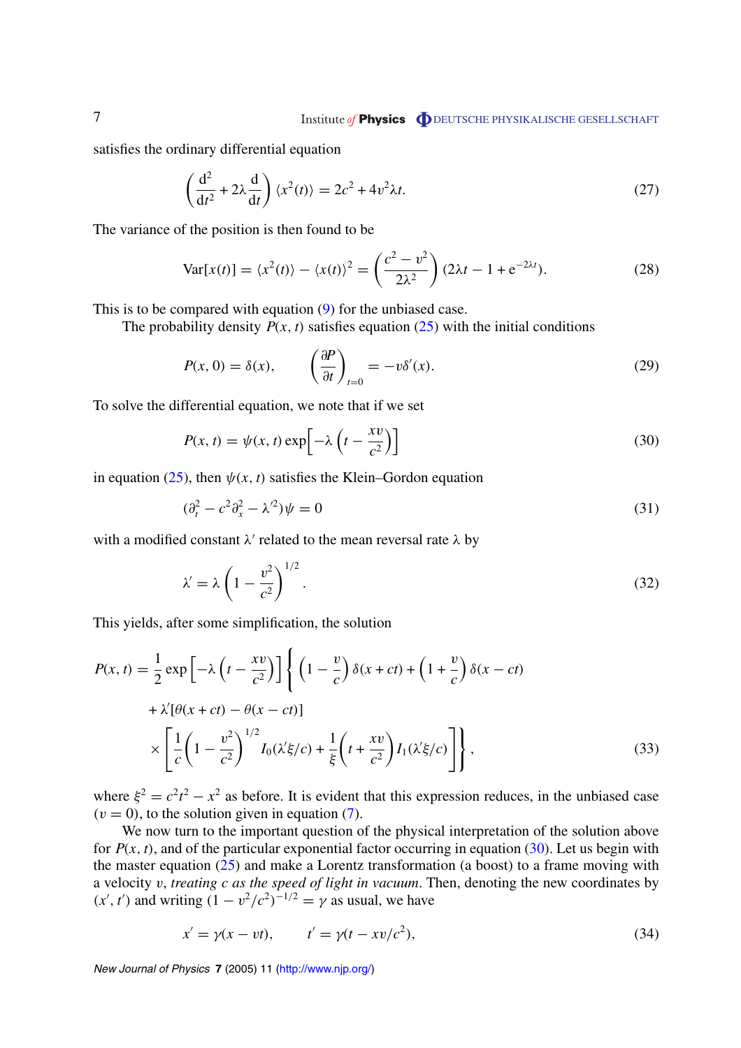satisfies the ordinary differential equation

$$\left(\frac{\mathrm{d}^2}{\mathrm{d}t^2} + 2\lambda \frac{\mathrm{d}}{\mathrm{d}t}\right) \langle x^2(t)\rangle = 2c^2 + 4v^2\lambda t. \tag{27}$$

The variance of the position is then found to be

$$\mathrm{Var}[x(t)] = \langle x^2(t)\rangle - \langle x(t)\rangle^2 = \left(\frac{c^2 - v^2}{2\lambda^2}\right)(2\lambda t - 1 + \mathrm{e}^{-2\lambda t}). \tag{28}$$

This is to be compared with equation (9) for the unbiased case.

The probability density $P(x, t)$ satisfies equation (25) with the initial conditions

$$P(x, 0) = \delta(x), \qquad \left(\frac{\partial P}{\partial t}\right)_{t=0} = -v\delta'(x). \tag{29}$$

To solve the differential equation, we note that if we set

$$P(x, t) = \psi(x, t)\exp\left[-\lambda\left(t - \frac{xv}{c^2}\right)\right] \tag{30}$$

in equation (25), then $\psi(x, t)$ satisfies the Klein–Gordon equation

$$(\partial_t^2 - c^2\partial_x^2 - \lambda'^2)\psi = 0 \tag{31}$$

with a modified constant $\lambda'$ related to the mean reversal rate $\lambda$ by

$$\lambda' = \lambda\left(1 - \frac{v^2}{c^2}\right)^{1/2}. \tag{32}$$

This yields, after some simplification, the solution

$$\begin{aligned}
P(x, t) = \frac{1}{2}\exp\left[-\lambda\left(t - \frac{xv}{c^2}\right)\right]\Bigg\{&\left(1 - \frac{v}{c}\right)\delta(x + ct) + \left(1 + \frac{v}{c}\right)\delta(x - ct) \\
&+ \lambda'[\theta(x + ct) - \theta(x - ct)] \\
&\times\left[\frac{1}{c}\left(1 - \frac{v^2}{c^2}\right)^{1/2} I_0(\lambda'\xi/c) + \frac{1}{\xi}\left(t + \frac{xv}{c^2}\right) I_1(\lambda'\xi/c)\right]\Bigg\},
\end{aligned} \tag{33}$$

where $\xi^2 = c^2t^2 - x^2$ as before. It is evident that this expression reduces, in the unbiased case ($v = 0$), to the solution given in equation (7).

We now turn to the important question of the physical interpretation of the solution above for $P(x, t)$, and of the particular exponential factor occurring in equation (30). Let us begin with the master equation (25) and make a Lorentz transformation (a boost) to a frame moving with a velocity $v$, *treating c as the speed of light in vacuum*. Then, denoting the new coordinates by $(x', t')$ and writing $(1 - v^2/c^2)^{-1/2} = \gamma$ as usual, we have

$$x' = \gamma(x - vt), \qquad t' = \gamma(t - xv/c^2), \tag{34}$$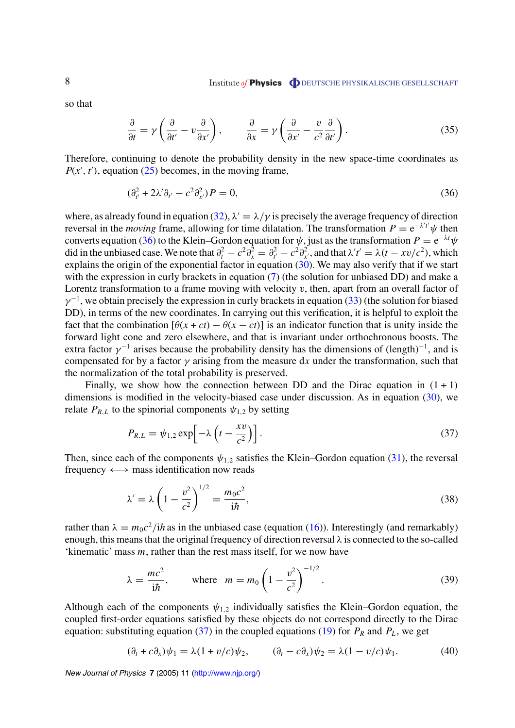so that

$$\frac{\partial}{\partial t} = \gamma\left(\frac{\partial}{\partial t'} - v\frac{\partial}{\partial x'}\right), \qquad \frac{\partial}{\partial x} = \gamma\left(\frac{\partial}{\partial x'} - \frac{v}{c^2}\frac{\partial}{\partial t'}\right). \tag{35}$$

Therefore, continuing to denote the probability density in the new space-time coordinates as $P(x', t')$, equation (25) becomes, in the moving frame,

$$(\partial_{t'}^2 + 2\lambda'\partial_{t'} - c^2\partial_{x'}^2)P = 0, \tag{36}$$

where, as already found in equation (32), $\lambda' = \lambda/\gamma$ is precisely the average frequency of direction reversal in the *moving* frame, allowing for time dilatation. The transformation $P = \mathrm{e}^{-\lambda' t'}\psi$ then converts equation (36) to the Klein–Gordon equation for $\psi$, just as the transformation $P = \mathrm{e}^{-\lambda t}\psi$ did in the unbiased case. We note that $\partial_t^2 - c^2\partial_x^2 = \partial_{t'}^2 - c^2\partial_{x'}^2$, and that $\lambda' t' = \lambda(t - xv/c^2)$, which explains the origin of the exponential factor in equation (30). We may also verify that if we start with the expression in curly brackets in equation (7) (the solution for unbiased DD) and make a Lorentz transformation to a frame moving with velocity $v$, then, apart from an overall factor of $\gamma^{-1}$, we obtain precisely the expression in curly brackets in equation (33) (the solution for biased DD), in terms of the new coordinates. In carrying out this verification, it is helpful to exploit the fact that the combination $[\theta(x + ct) - \theta(x - ct)]$ is an indicator function that is unity inside the forward light cone and zero elsewhere, and that is invariant under orthochronous boosts. The extra factor $\gamma^{-1}$ arises because the probability density has the dimensions of (length)$^{-1}$, and is compensated for by a factor $\gamma$ arising from the measure $\mathrm{d}x$ under the transformation, such that the normalization of the total probability is preserved.

Finally, we show how the connection between DD and the Dirac equation in $(1 + 1)$ dimensions is modified in the velocity-biased case under discussion. As in equation (30), we relate $P_{R,L}$ to the spinorial components $\psi_{1,2}$ by setting

$$P_{R,L} = \psi_{1,2}\exp\left[-\lambda\left(t - \frac{xv}{c^2}\right)\right]. \tag{37}$$

Then, since each of the components $\psi_{1,2}$ satisfies the Klein–Gordon equation (31), the reversal frequency $\longleftrightarrow$ mass identification now reads

$$\lambda' = \lambda\left(1 - \frac{v^2}{c^2}\right)^{1/2} = \frac{m_0 c^2}{\mathrm{i}\hbar}, \tag{38}$$

rather than $\lambda = m_0 c^2/\mathrm{i}\hbar$ as in the unbiased case (equation (16)). Interestingly (and remarkably) enough, this means that the original frequency of direction reversal $\lambda$ is connected to the so-called 'kinematic' mass $m$, rather than the rest mass itself, for we now have

$$\lambda = \frac{mc^2}{\mathrm{i}\hbar}, \qquad \text{where} \quad m = m_0\left(1 - \frac{v^2}{c^2}\right)^{-1/2}. \tag{39}$$

Although each of the components $\psi_{1,2}$ individually satisfies the Klein–Gordon equation, the coupled first-order equations satisfied by these objects do not correspond directly to the Dirac equation: substituting equation (37) in the coupled equations (19) for $P_R$ and $P_L$, we get

$$(\partial_t + c\partial_x)\psi_1 = \lambda(1 + v/c)\psi_2, \qquad (\partial_t - c\partial_x)\psi_2 = \lambda(1 - v/c)\psi_1. \tag{40}$$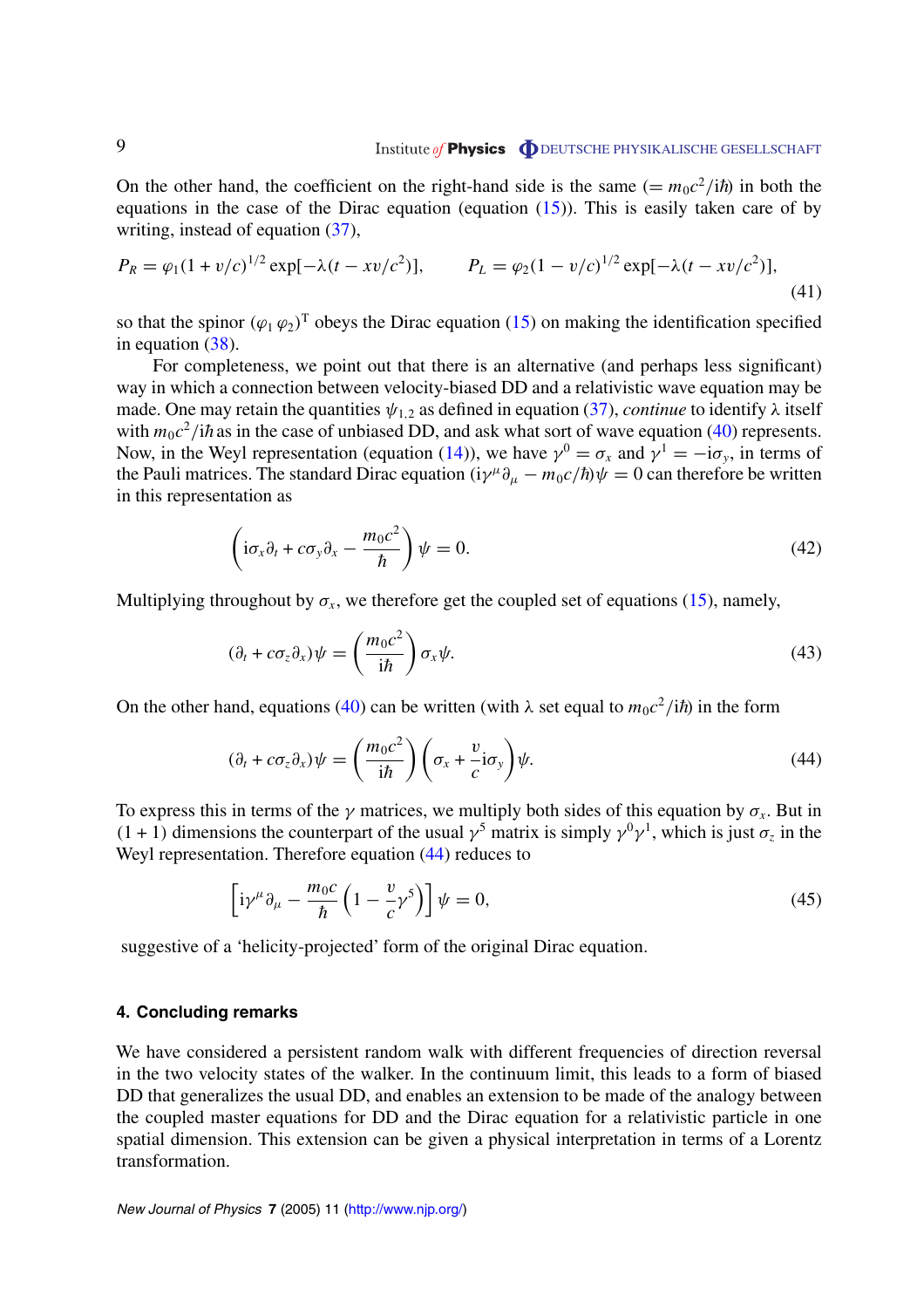On the other hand, the coefficient on the right-hand side is the same ($= m_0c^2/\mathrm{i}\hbar$) in both the equations in the case of the Dirac equation (equation (15)). This is easily taken care of by writing, instead of equation (37),

$$P_R = \varphi_1(1 + v/c)^{1/2}\exp[-\lambda(t - xv/c^2)], \qquad P_L = \varphi_2(1 - v/c)^{1/2}\exp[-\lambda(t - xv/c^2)], \tag{41}$$

so that the spinor $(\varphi_1\,\varphi_2)^{\mathrm{T}}$ obeys the Dirac equation (15) on making the identification specified in equation (38).

For completeness, we point out that there is an alternative (and perhaps less significant) way in which a connection between velocity-biased DD and a relativistic wave equation may be made. One may retain the quantities $\psi_{1,2}$ as defined in equation (37), *continue* to identify $\lambda$ itself with $m_0c^2/\mathrm{i}\hbar$ as in the case of unbiased DD, and ask what sort of wave equation (40) represents. Now, in the Weyl representation (equation (14)), we have $\gamma^0 = \sigma_x$ and $\gamma^1 = -\mathrm{i}\sigma_y$, in terms of the Pauli matrices. The standard Dirac equation $(\mathrm{i}\gamma^\mu\partial_\mu - m_0c/\hbar)\psi = 0$ can therefore be written in this representation as

$$\left(\mathrm{i}\sigma_x\partial_t + c\sigma_y\partial_x - \frac{m_0c^2}{\hbar}\right)\psi = 0. \tag{42}$$

Multiplying throughout by $\sigma_x$, we therefore get the coupled set of equations (15), namely,

$$(\partial_t + c\sigma_z\partial_x)\psi = \left(\frac{m_0c^2}{\mathrm{i}\hbar}\right)\sigma_x\psi. \tag{43}$$

On the other hand, equations (40) can be written (with $\lambda$ set equal to $m_0c^2/\mathrm{i}\hbar$) in the form

$$(\partial_t + c\sigma_z\partial_x)\psi = \left(\frac{m_0c^2}{\mathrm{i}\hbar}\right)\left(\sigma_x + \frac{v}{c}\mathrm{i}\sigma_y\right)\psi. \tag{44}$$

To express this in terms of the $\gamma$ matrices, we multiply both sides of this equation by $\sigma_x$. But in $(1 + 1)$ dimensions the counterpart of the usual $\gamma^5$ matrix is simply $\gamma^0\gamma^1$, which is just $\sigma_z$ in the Weyl representation. Therefore equation (44) reduces to

$$\left[\mathrm{i}\gamma^\mu\partial_\mu - \frac{m_0c}{\hbar}\left(1 - \frac{v}{c}\gamma^5\right)\right]\psi = 0, \tag{45}$$

suggestive of a 'helicity-projected' form of the original Dirac equation.

## 4. Concluding remarks

We have considered a persistent random walk with different frequencies of direction reversal in the two velocity states of the walker. In the continuum limit, this leads to a form of biased DD that generalizes the usual DD, and enables an extension to be made of the analogy between the coupled master equations for DD and the Dirac equation for a relativistic particle in one spatial dimension. This extension can be given a physical interpretation in terms of a Lorentz transformation.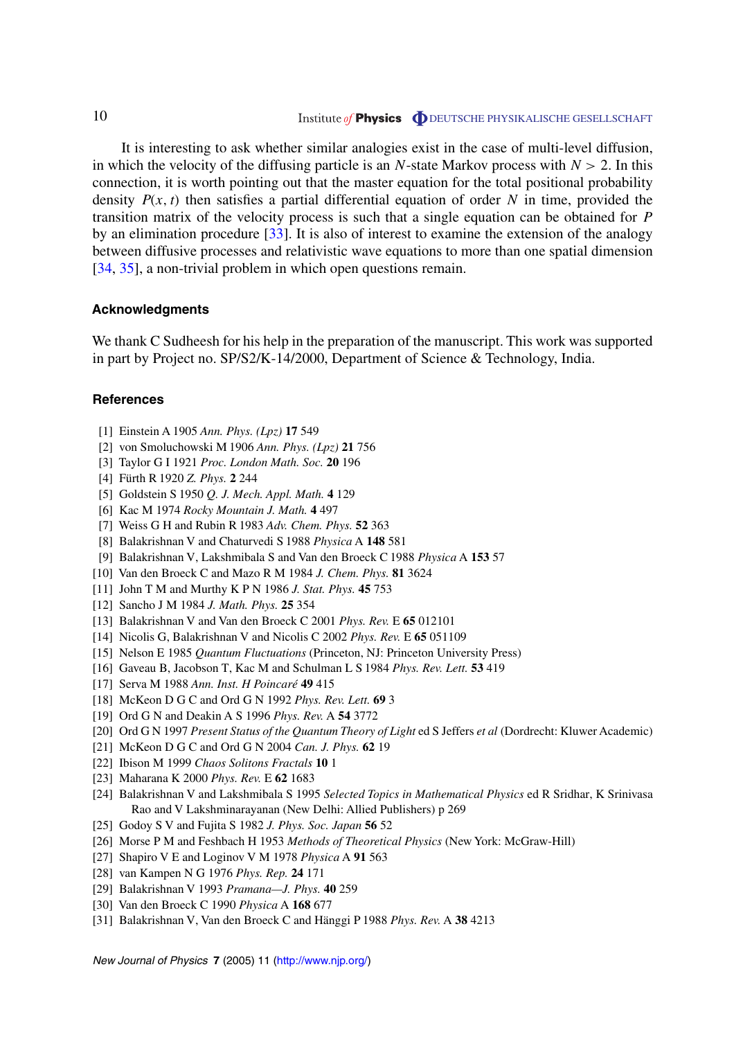It is interesting to ask whether similar analogies exist in the case of multi-level diffusion, in which the velocity of the diffusing particle is an $N$-state Markov process with $N > 2$. In this connection, it is worth pointing out that the master equation for the total positional probability density $P(x, t)$ then satisfies a partial differential equation of order $N$ in time, provided the transition matrix of the velocity process is such that a single equation can be obtained for $P$ by an elimination procedure [33]. It is also of interest to examine the extension of the analogy between diffusive processes and relativistic wave equations to more than one spatial dimension [34, 35], a non-trivial problem in which open questions remain.

## Acknowledgments

We thank C Sudheesh for his help in the preparation of the manuscript. This work was supported in part by Project no. SP/S2/K-14/2000, Department of Science & Technology, India.

## References

[1] Einstein A 1905 *Ann. Phys. (Lpz)* **17** 549

[2] von Smoluchowski M 1906 *Ann. Phys. (Lpz)* **21** 756

[3] Taylor G I 1921 *Proc. London Math. Soc.* **20** 196

[4] Fürth R 1920 *Z. Phys.* **2** 244

[5] Goldstein S 1950 *Q. J. Mech. Appl. Math.* **4** 129

[6] Kac M 1974 *Rocky Mountain J. Math.* **4** 497

[7] Weiss G H and Rubin R 1983 *Adv. Chem. Phys.* **52** 363

[8] Balakrishnan V and Chaturvedi S 1988 *Physica* A **148** 581

[9] Balakrishnan V, Lakshmibala S and Van den Broeck C 1988 *Physica* A **153** 57

[10] Van den Broeck C and Mazo R M 1984 *J. Chem. Phys.* **81** 3624

[11] John T M and Murthy K P N 1986 *J. Stat. Phys.* **45** 753

[12] Sancho J M 1984 *J. Math. Phys.* **25** 354

[13] Balakrishnan V and Van den Broeck C 2001 *Phys. Rev.* E **65** 012101

[14] Nicolis G, Balakrishnan V and Nicolis C 2002 *Phys. Rev.* E **65** 051109

[15] Nelson E 1985 *Quantum Fluctuations* (Princeton, NJ: Princeton University Press)

[16] Gaveau B, Jacobson T, Kac M and Schulman L S 1984 *Phys. Rev. Lett.* **53** 419

[17] Serva M 1988 *Ann. Inst. H Poincaré* **49** 415

[18] McKeon D G C and Ord G N 1992 *Phys. Rev. Lett.* **69** 3

[19] Ord G N and Deakin A S 1996 *Phys. Rev.* A **54** 3772

[20] Ord G N 1997 *Present Status of the Quantum Theory of Light* ed S Jeffers *et al* (Dordrecht: Kluwer Academic)

[21] McKeon D G C and Ord G N 2004 *Can. J. Phys.* **62** 19

[22] Ibison M 1999 *Chaos Solitons Fractals* **10** 1

[23] Maharana K 2000 *Phys. Rev.* E **62** 1683

[24] Balakrishnan V and Lakshmibala S 1995 *Selected Topics in Mathematical Physics* ed R Sridhar, K Srinivasa Rao and V Lakshminarayanan (New Delhi: Allied Publishers) p 269

[25] Godoy S V and Fujita S 1982 *J. Phys. Soc. Japan* **56** 52

[26] Morse P M and Feshbach H 1953 *Methods of Theoretical Physics* (New York: McGraw-Hill)

[27] Shapiro V E and Loginov V M 1978 *Physica* A **91** 563

[28] van Kampen N G 1976 *Phys. Rep.* **24** 171

[29] Balakrishnan V 1993 *Pramana—J. Phys.* **40** 259

[30] Van den Broeck C 1990 *Physica* A **168** 677

[31] Balakrishnan V, Van den Broeck C and Hänggi P 1988 *Phys. Rev.* A **38** 4213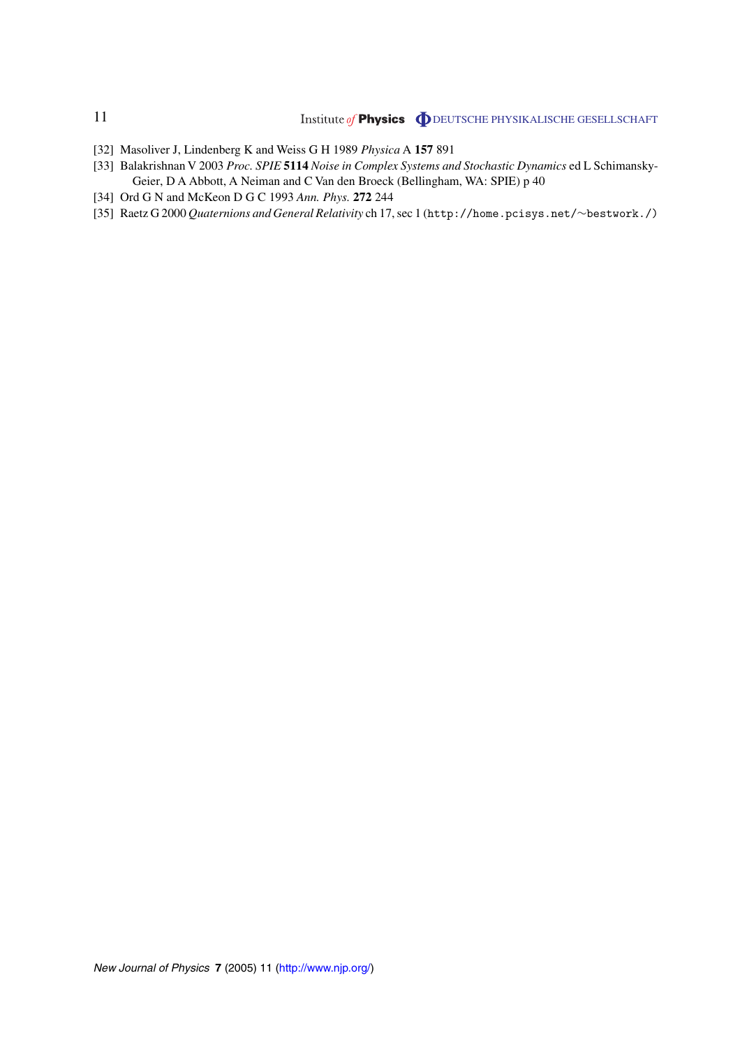[32] Masoliver J, Lindenberg K and Weiss G H 1989 *Physica* A **157** 891

[33] Balakrishnan V 2003 *Proc. SPIE* **5114** *Noise in Complex Systems and Stochastic Dynamics* ed L Schimansky-Geier, D A Abbott, A Neiman and C Van den Broeck (Bellingham, WA: SPIE) p 40

[34] Ord G N and McKeon D G C 1993 *Ann. Phys.* **272** 244

[35] Raetz G 2000 *Quaternions and General Relativity* ch 17, sec 1 (`http://home.pcisys.net/~bestwork./`)